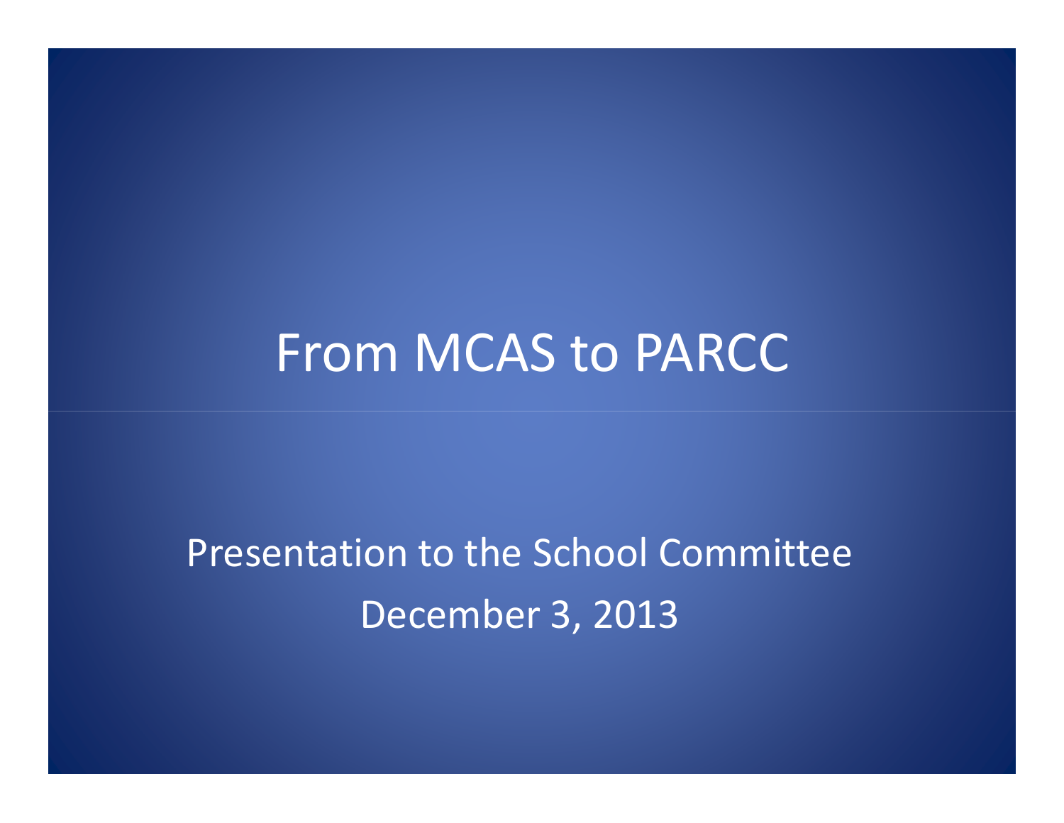# From MCAS to PARCC

Presentation to the School Committee

December 3, 2013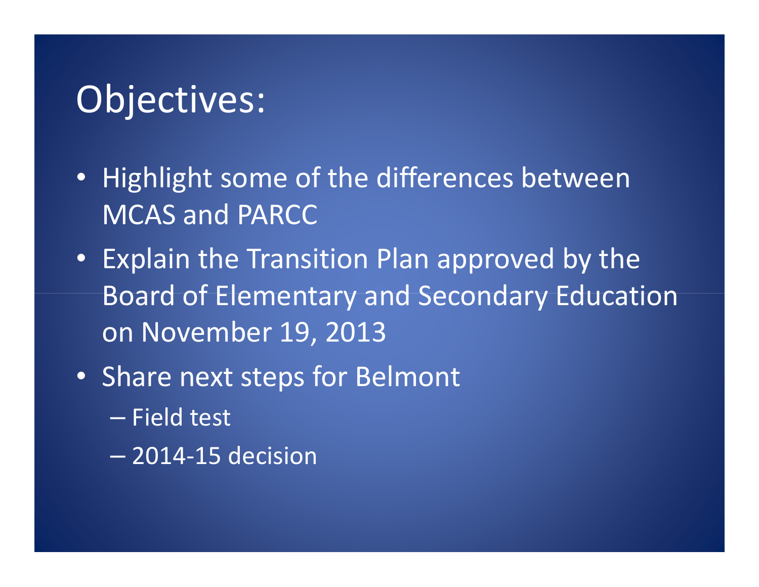# Objectives:

- Highlight some of the differences between MCAS and PARCC
- Explain the Transition Plan approved by the Board of Elementary and Secondary Education on November 19, 2013
- Share next steps for Belmont
  - Field test
  - 2014-15 decision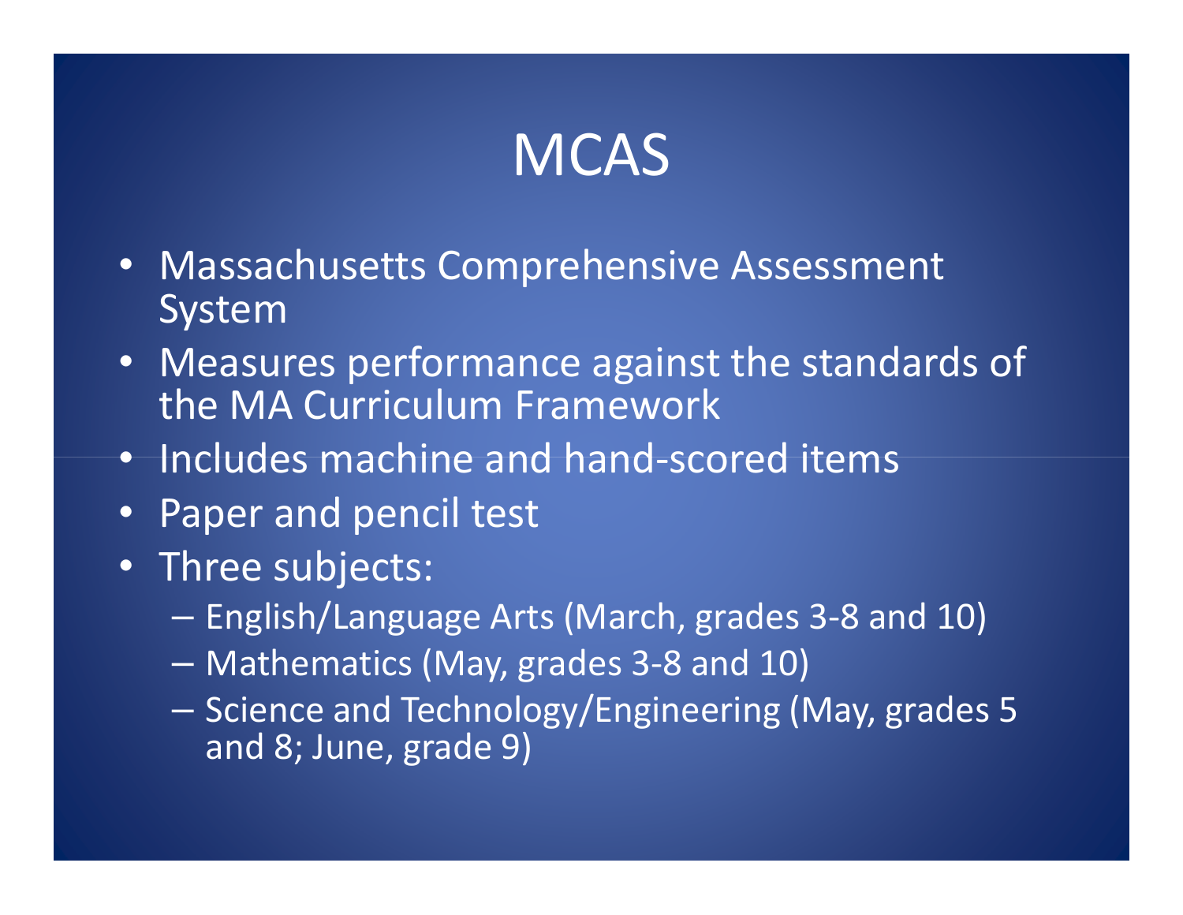# MCAS

- Massachusetts Comprehensive Assessment System
- Measures performance against the standards of the MA Curriculum Framework
- Includes machine and hand-scored items
- Paper and pencil test
- Three subjects:
  - English/Language Arts (March, grades 3-8 and 10)
  - Mathematics (May, grades 3-8 and 10)
  - Science and Technology/Engineering (May, grades 5 and 8; June, grade 9)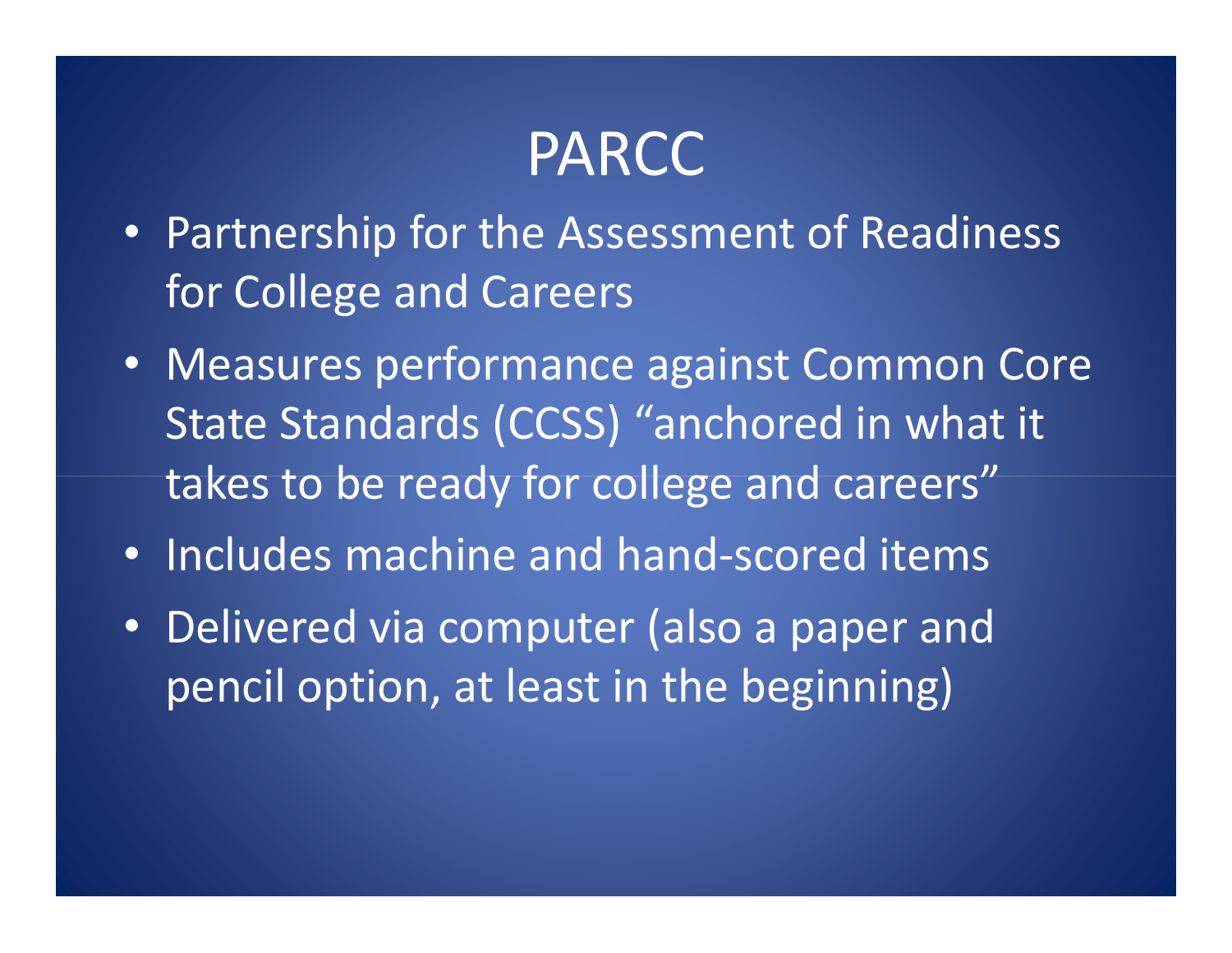# PARCC

- Partnership for the Assessment of Readiness for College and Careers
- Measures performance against Common Core State Standards (CCSS) "anchored in what it takes to be ready for college and careers"
- Includes machine and hand-scored items
- Delivered via computer (also a paper and pencil option, at least in the beginning)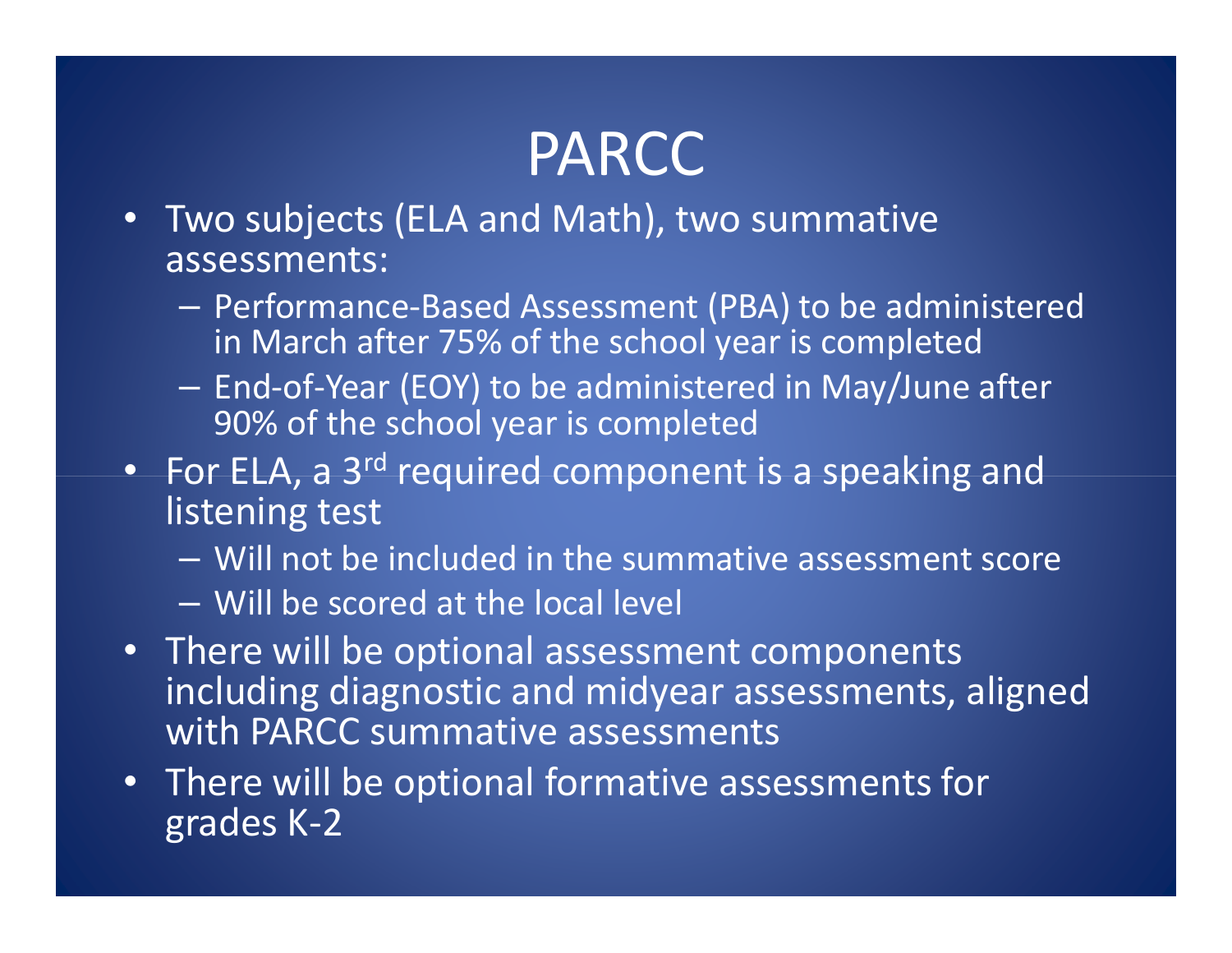# PARCC

- Two subjects (ELA and Math), two summative assessments:
  - Performance-Based Assessment (PBA) to be administered in March after 75% of the school year is completed
  - End-of-Year (EOY) to be administered in May/June after 90% of the school year is completed
- For ELA, a 3rd required component is a speaking and listening test
  - Will not be included in the summative assessment score
  - Will be scored at the local level
- There will be optional assessment components including diagnostic and midyear assessments, aligned with PARCC summative assessments
- There will be optional formative assessments for grades K-2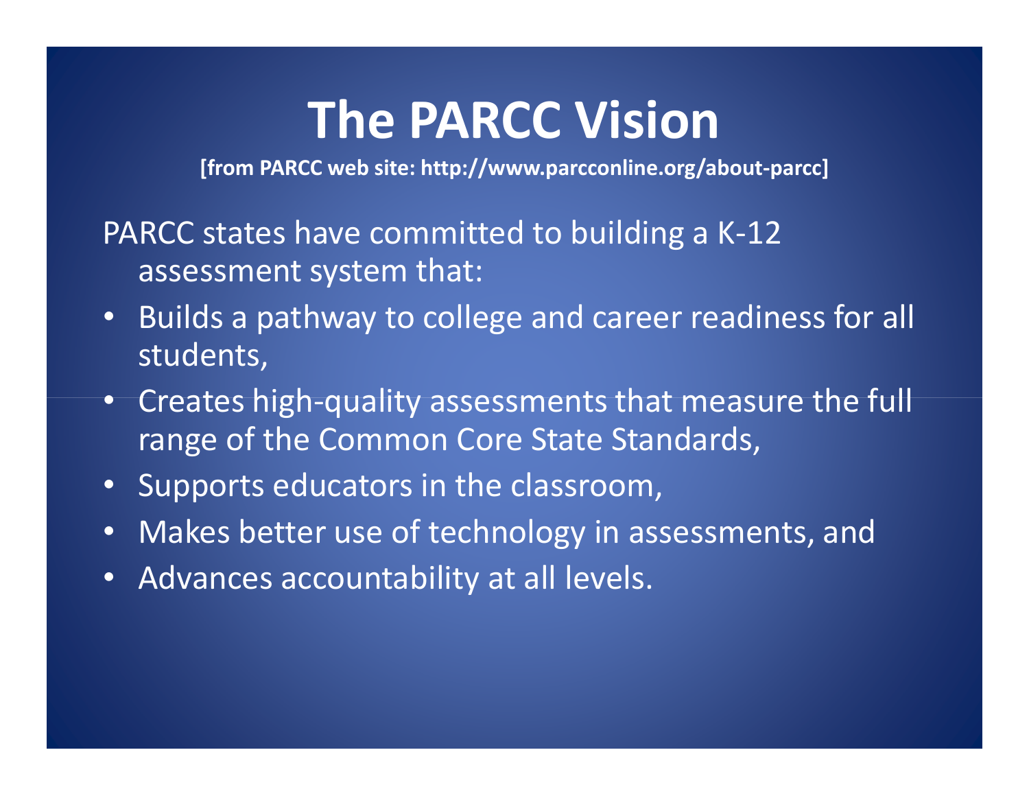# The PARCC Vision

**[from PARCC web site: http://www.parcconline.org/about-parcc]**

PARCC states have committed to building a K-12 assessment system that:

- Builds a pathway to college and career readiness for all students,
- Creates high-quality assessments that measure the full range of the Common Core State Standards,
- Supports educators in the classroom,
- Makes better use of technology in assessments, and
- Advances accountability at all levels.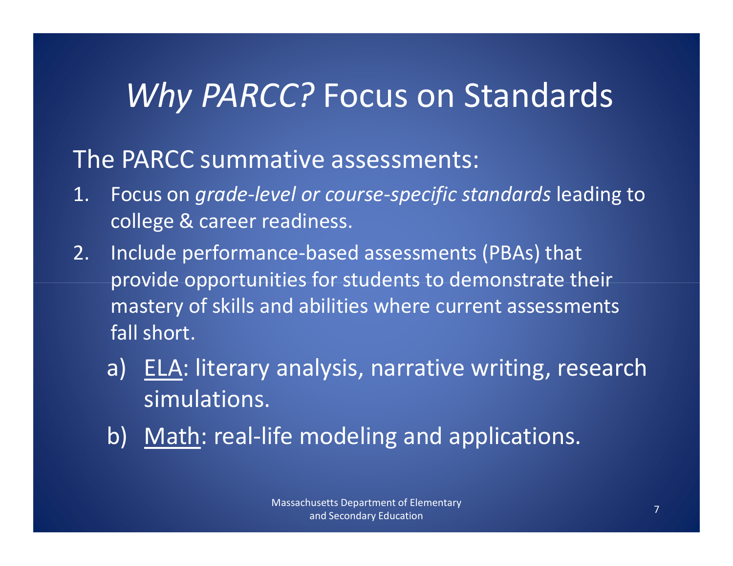# *Why PARCC?* Focus on Standards

The PARCC summative assessments:

1. Focus on *grade-level or course-specific standards* leading to college & career readiness.
2. Include performance-based assessments (PBAs) that provide opportunities for students to demonstrate their mastery of skills and abilities where current assessments fall short.
   a) ELA: literary analysis, narrative writing, research simulations.
   b) Math: real-life modeling and applications.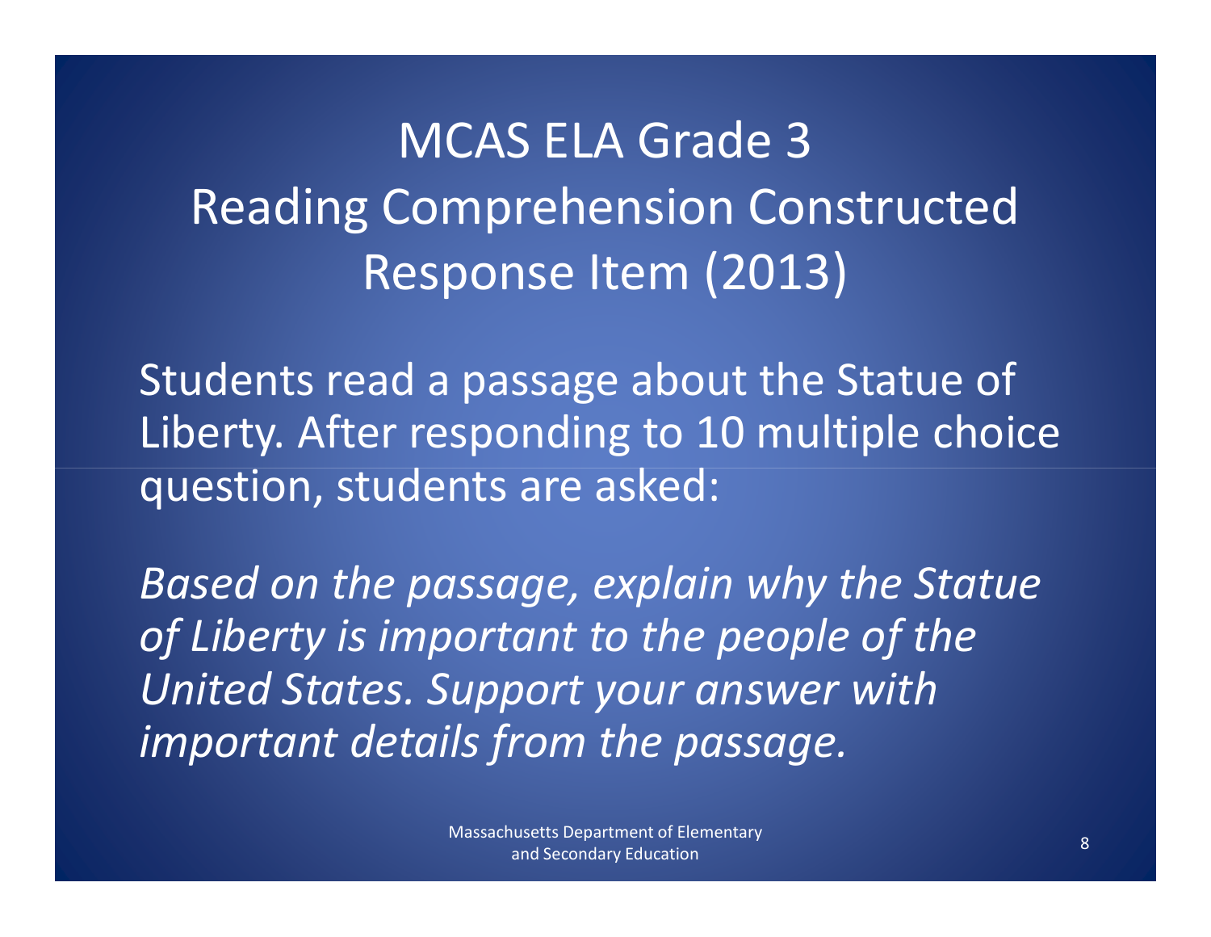# MCAS ELA Grade 3 Reading Comprehension Constructed Response Item (2013)

Students read a passage about the Statue of Liberty. After responding to 10 multiple choice question, students are asked:

*Based on the passage, explain why the Statue of Liberty is important to the people of the United States. Support your answer with important details from the passage.*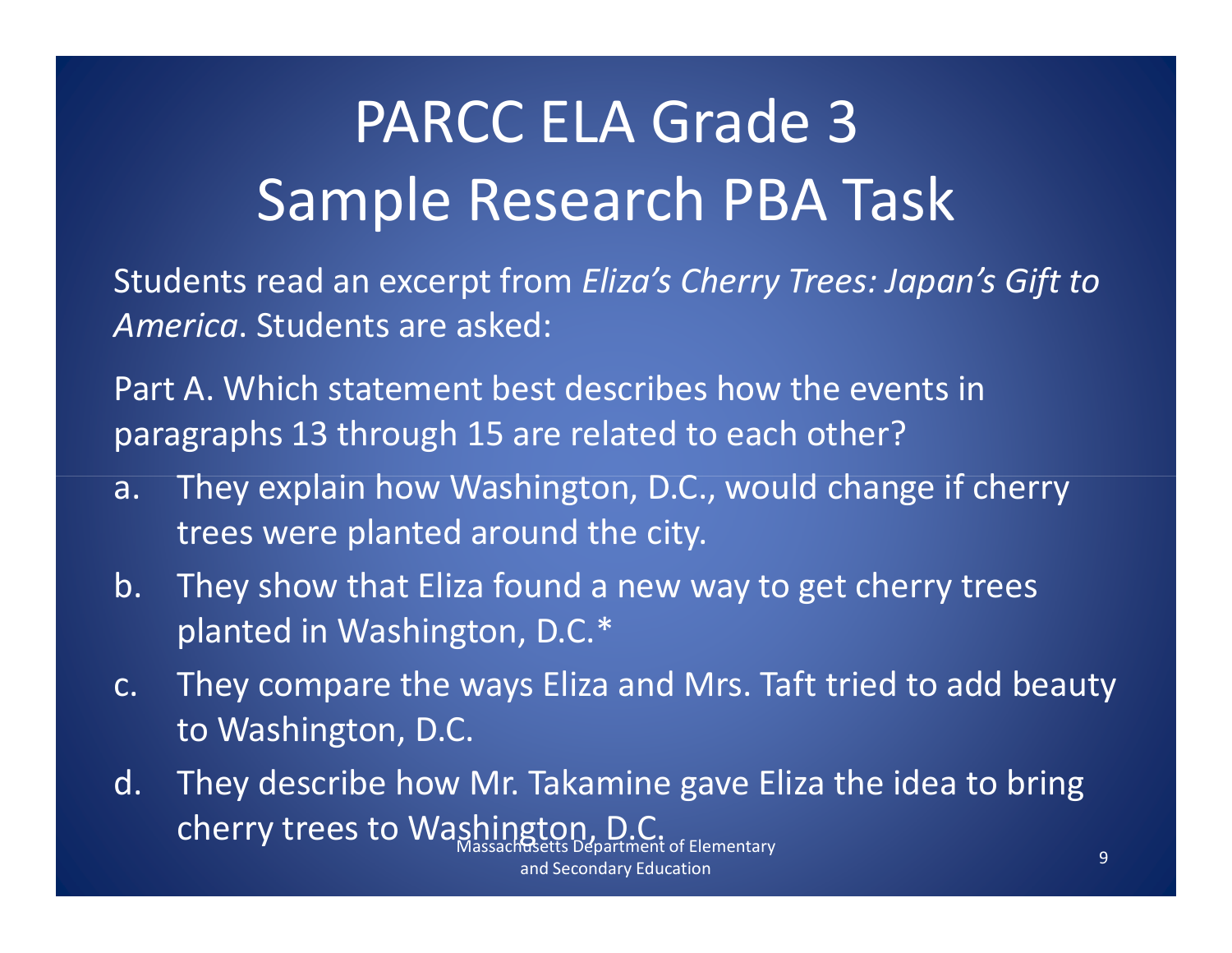# PARCC ELA Grade 3 Sample Research PBA Task

Students read an excerpt from *Eliza's Cherry Trees: Japan's Gift to America*. Students are asked:

Part A. Which statement best describes how the events in paragraphs 13 through 15 are related to each other?

a. They explain how Washington, D.C., would change if cherry trees were planted around the city.

b. They show that Eliza found a new way to get cherry trees planted in Washington, D.C.*

c. They compare the ways Eliza and Mrs. Taft tried to add beauty to Washington, D.C.

d. They describe how Mr. Takamine gave Eliza the idea to bring cherry trees to Washington, D.C.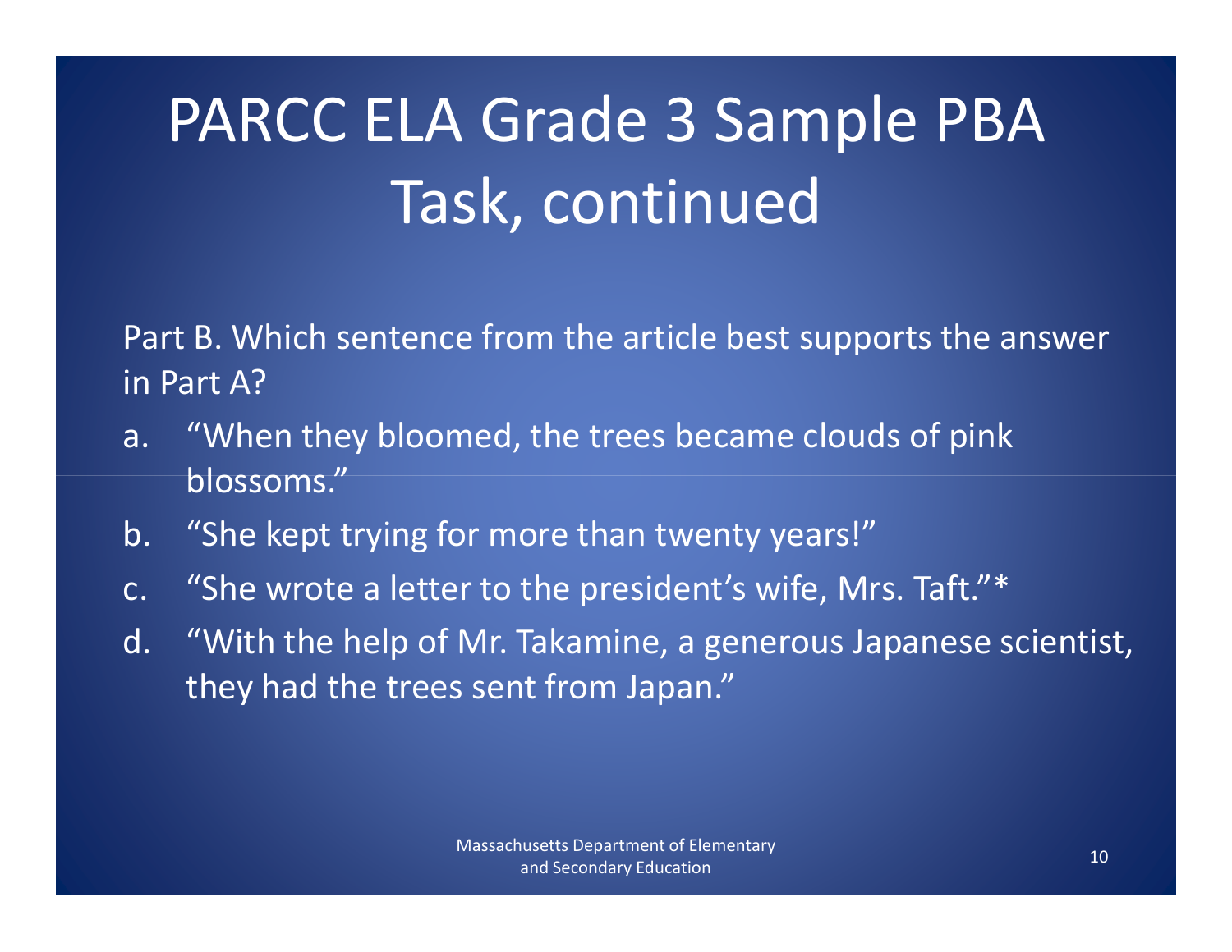# PARCC ELA Grade 3 Sample PBA Task, continued

Part B. Which sentence from the article best supports the answer in Part A?

a. "When they bloomed, the trees became clouds of pink blossoms."

b. "She kept trying for more than twenty years!"

c. "She wrote a letter to the president's wife, Mrs. Taft."*

d. "With the help of Mr. Takamine, a generous Japanese scientist, they had the trees sent from Japan."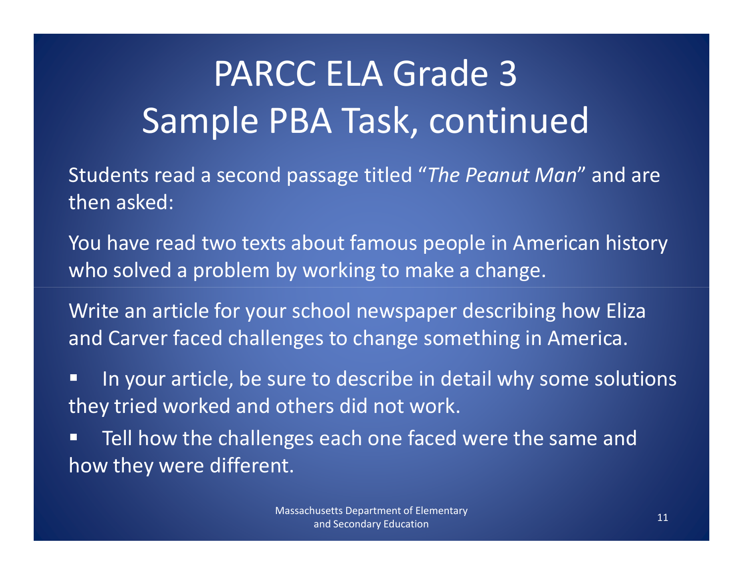# PARCC ELA Grade 3 Sample PBA Task, continued

Students read a second passage titled "*The Peanut Man*" and are then asked:

You have read two texts about famous people in American history who solved a problem by working to make a change.

Write an article for your school newspaper describing how Eliza and Carver faced challenges to change something in America.

- In your article, be sure to describe in detail why some solutions they tried worked and others did not work.
- Tell how the challenges each one faced were the same and how they were different.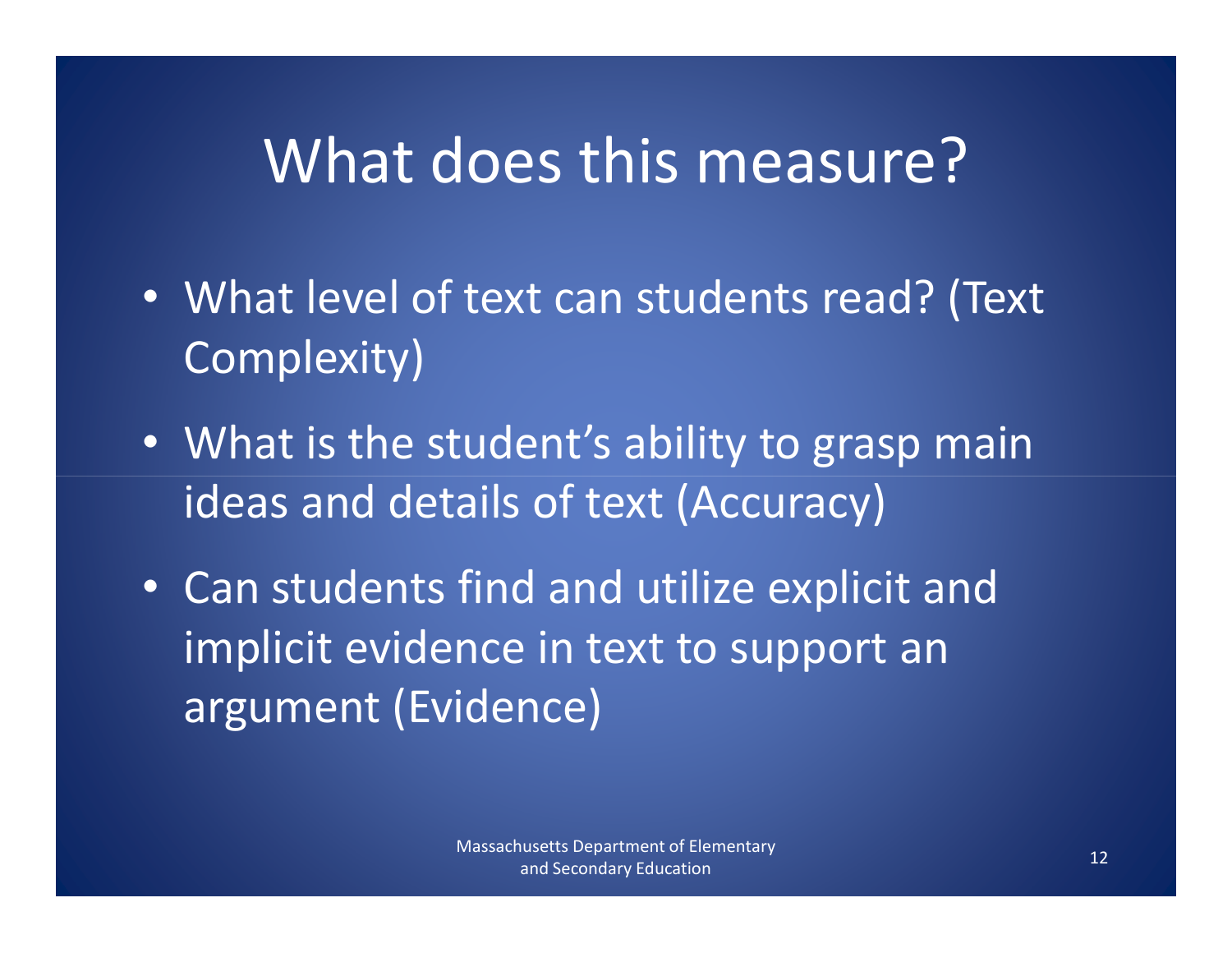# What does this measure?

- What level of text can students read? (Text Complexity)
- What is the student's ability to grasp main ideas and details of text (Accuracy)
- Can students find and utilize explicit and implicit evidence in text to support an argument (Evidence)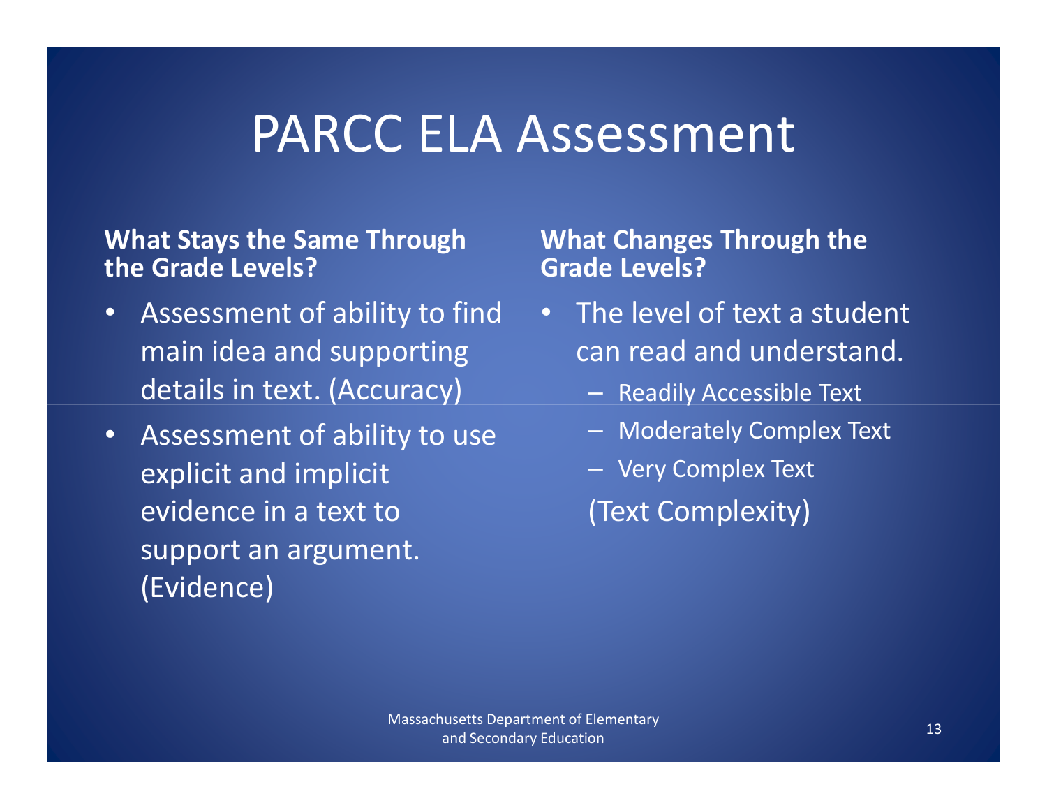# PARCC ELA Assessment

**What Stays the Same Through the Grade Levels?**

- Assessment of ability to find main idea and supporting details in text. (Accuracy)
- Assessment of ability to use explicit and implicit evidence in a text to support an argument. (Evidence)

**What Changes Through the Grade Levels?**

- The level of text a student can read and understand.
  - Readily Accessible Text
  - Moderately Complex Text
  - Very Complex Text

  (Text Complexity)

Massachusetts Department of Elementary and Secondary Education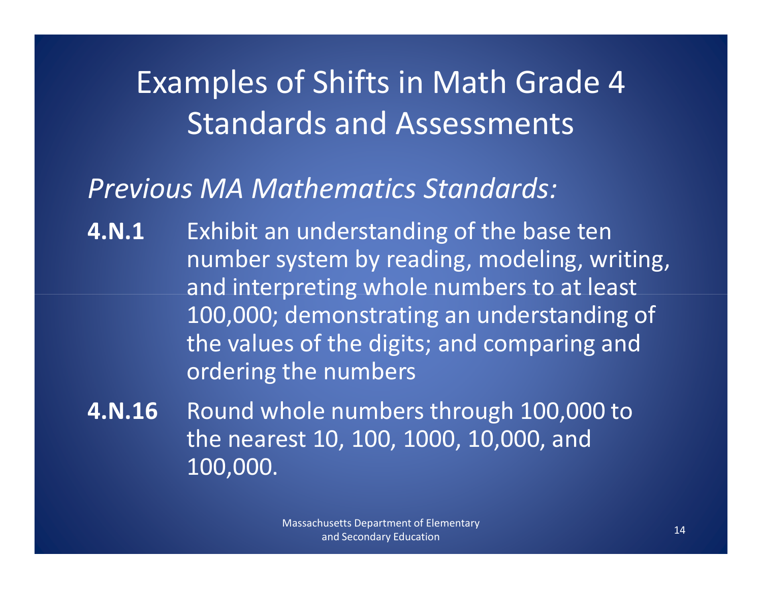# Examples of Shifts in Math Grade 4 Standards and Assessments

*Previous MA Mathematics Standards:*

**4.N.1** Exhibit an understanding of the base ten number system by reading, modeling, writing, and interpreting whole numbers to at least 100,000; demonstrating an understanding of the values of the digits; and comparing and ordering the numbers

**4.N.16** Round whole numbers through 100,000 to the nearest 10, 100, 1000, 10,000, and 100,000.

Massachusetts Department of Elementary and Secondary Education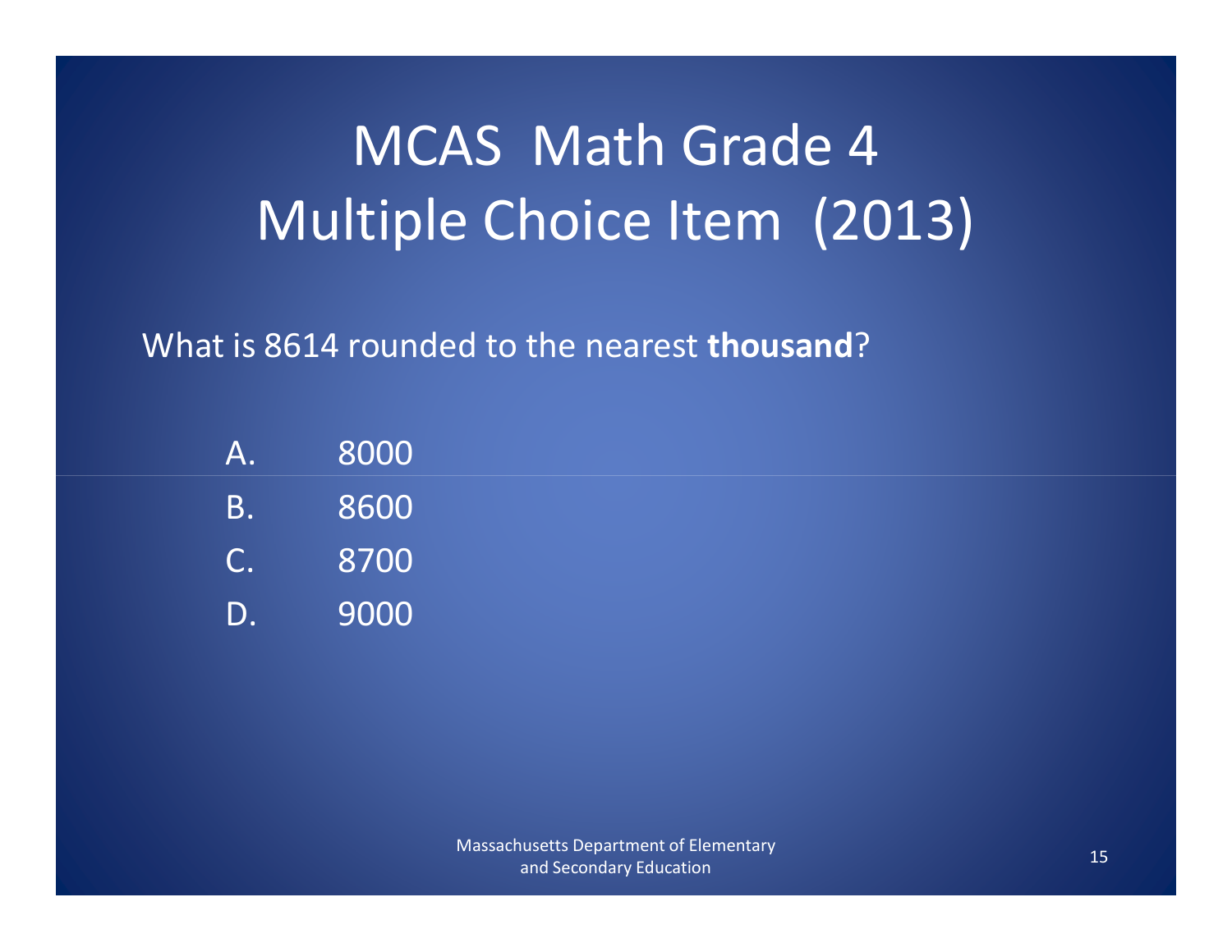# MCAS Math Grade 4 Multiple Choice Item (2013)

What is 8614 rounded to the nearest **thousand**?

A. 8000

B. 8600

C. 8700

D. 9000

Massachusetts Department of Elementary and Secondary Education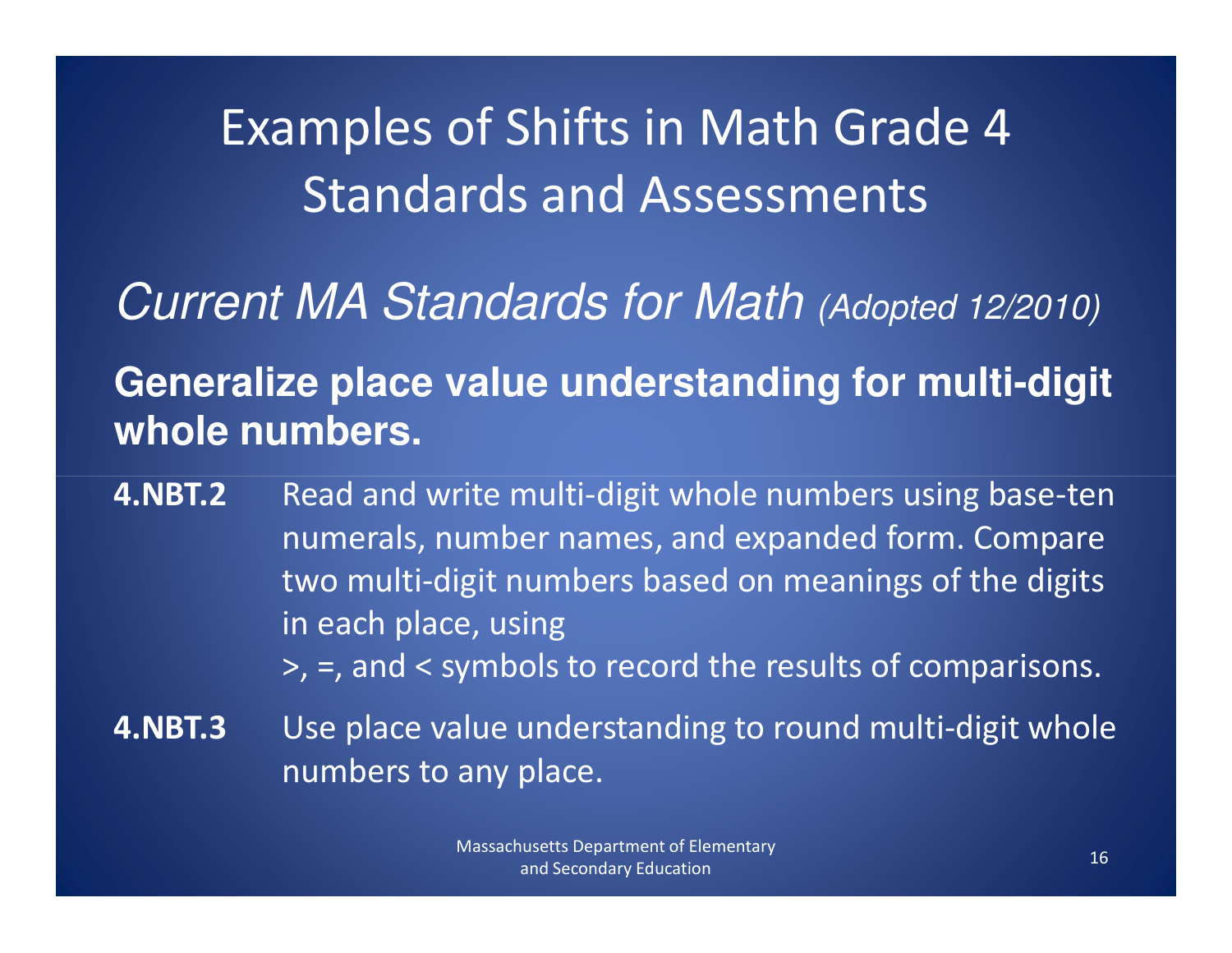# Examples of Shifts in Math Grade 4 Standards and Assessments

## *Current MA Standards for Math (Adopted 12/2010)*

**Generalize place value understanding for multi-digit whole numbers.**

**4.NBT.2** Read and write multi-digit whole numbers using base-ten numerals, number names, and expanded form. Compare two multi-digit numbers based on meanings of the digits in each place, using >, =, and < symbols to record the results of comparisons.

**4.NBT.3** Use place value understanding to round multi-digit whole numbers to any place.

Massachusetts Department of Elementary and Secondary Education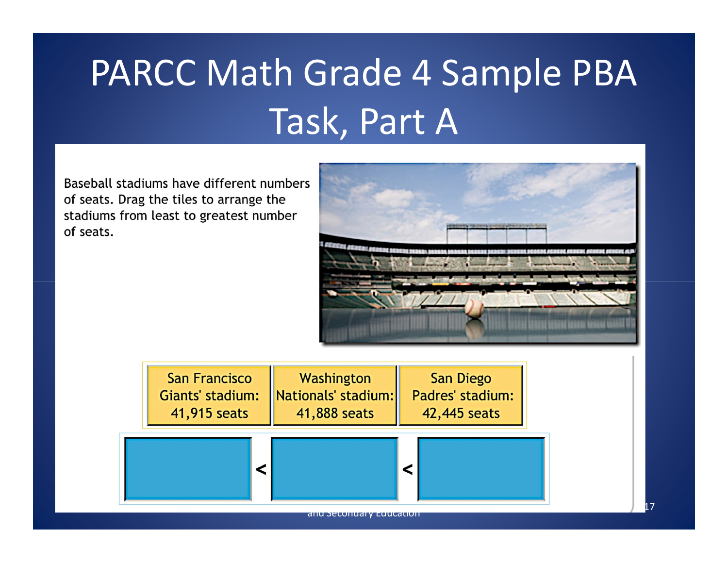# PARCC Math Grade 4 Sample PBA Task, Part A

Baseball stadiums have different numbers of seats. Drag the tiles to arrange the stadiums from least to greatest number of seats.

| San Francisco Giants' stadium: 41,915 seats | Washington Nationals' stadium: 41,888 seats | San Diego Padres' stadium: 42,445 seats |
|---|---|---|

| | | | | |
|---|---|---|---|---|
| | < | | < | |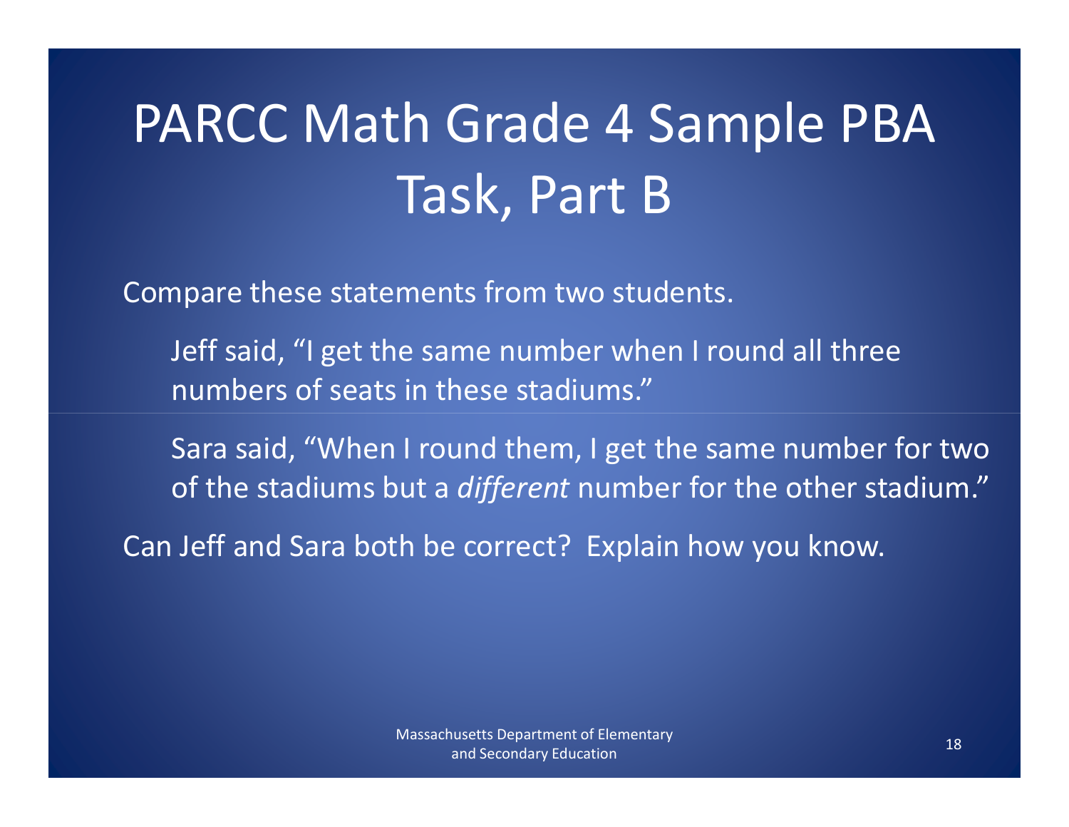# PARCC Math Grade 4 Sample PBA Task, Part B

Compare these statements from two students.

> Jeff said, “I get the same number when I round all three numbers of seats in these stadiums.”
>
> Sara said, “When I round them, I get the same number for two of the stadiums but a *different* number for the other stadium.”

Can Jeff and Sara both be correct? Explain how you know.

Massachusetts Department of Elementary and Secondary Education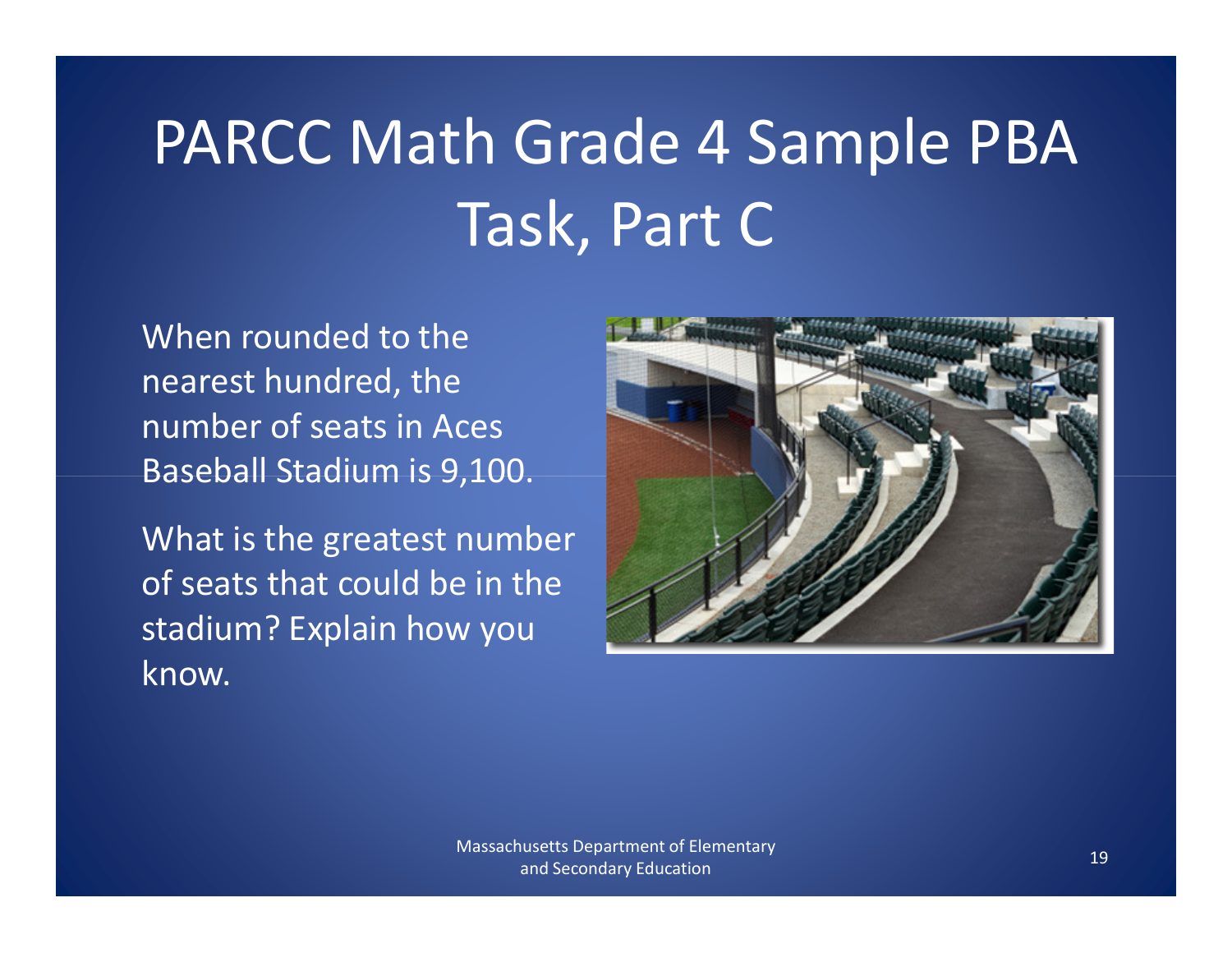# PARCC Math Grade 4 Sample PBA Task, Part C

When rounded to the nearest hundred, the number of seats in Aces Baseball Stadium is 9,100.

What is the greatest number of seats that could be in the stadium? Explain how you know.

Massachusetts Department of Elementary and Secondary Education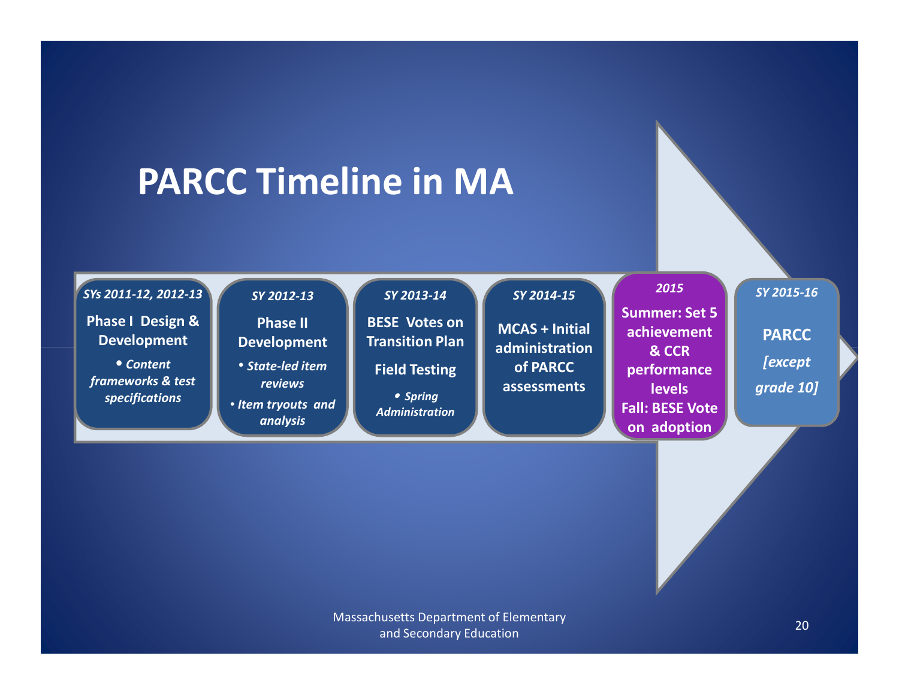# PARCC Timeline in MA

- ***SYs 2011-12, 2012-13***
  **Phase I Design & Development**
  - ***Content frameworks & test specifications***
- ***SY 2012-13***
  **Phase II Development**
  - ***State-led item reviews***
  - ***Item tryouts and analysis***
- ***SY 2013-14***
  **BESE Votes on Transition Plan**
  **Field Testing**
  - ***Spring Administration***
- ***SY 2014-15***
  **MCAS + Initial administration of PARCC assessments**
- ***2015***
  **Summer: Set 5 achievement & CCR performance levels**
  **Fall: BESE Vote on adoption**
- ***SY 2015-16***
  **PARCC**
  ***[except grade 10]***

Massachusetts Department of Elementary and Secondary Education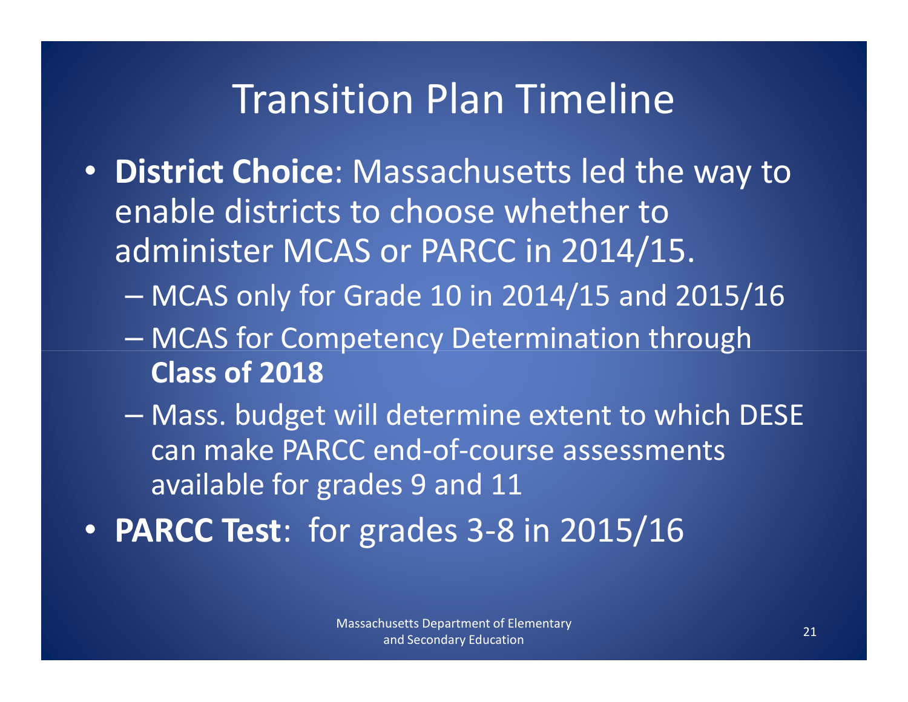# Transition Plan Timeline

- **District Choice**: Massachusetts led the way to enable districts to choose whether to administer MCAS or PARCC in 2014/15.
  - MCAS only for Grade 10 in 2014/15 and 2015/16
  - MCAS for Competency Determination through **Class of 2018**
  - Mass. budget will determine extent to which DESE can make PARCC end-of-course assessments available for grades 9 and 11
- **PARCC Test**: for grades 3-8 in 2015/16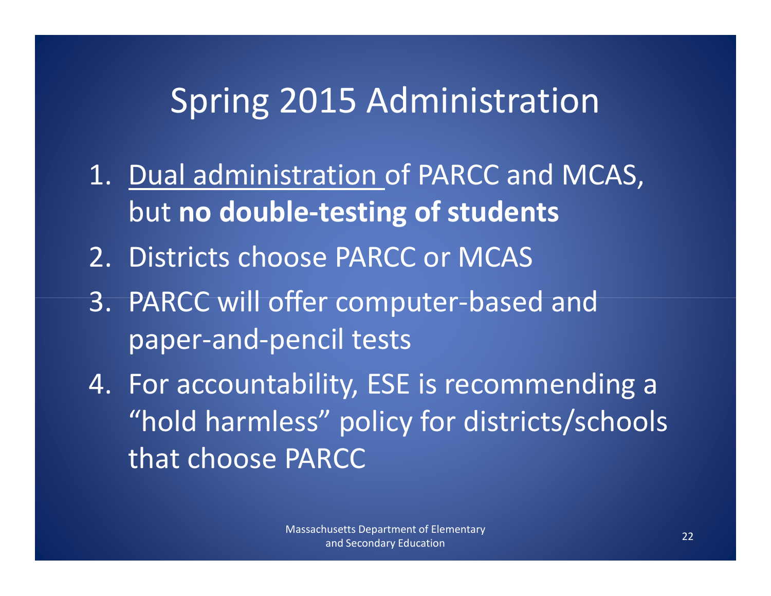# Spring 2015 Administration

1. <u>Dual administration</u> of PARCC and MCAS, but **no double-testing of students**
2. Districts choose PARCC or MCAS
3. PARCC will offer computer-based and paper-and-pencil tests
4. For accountability, ESE is recommending a "hold harmless" policy for districts/schools that choose PARCC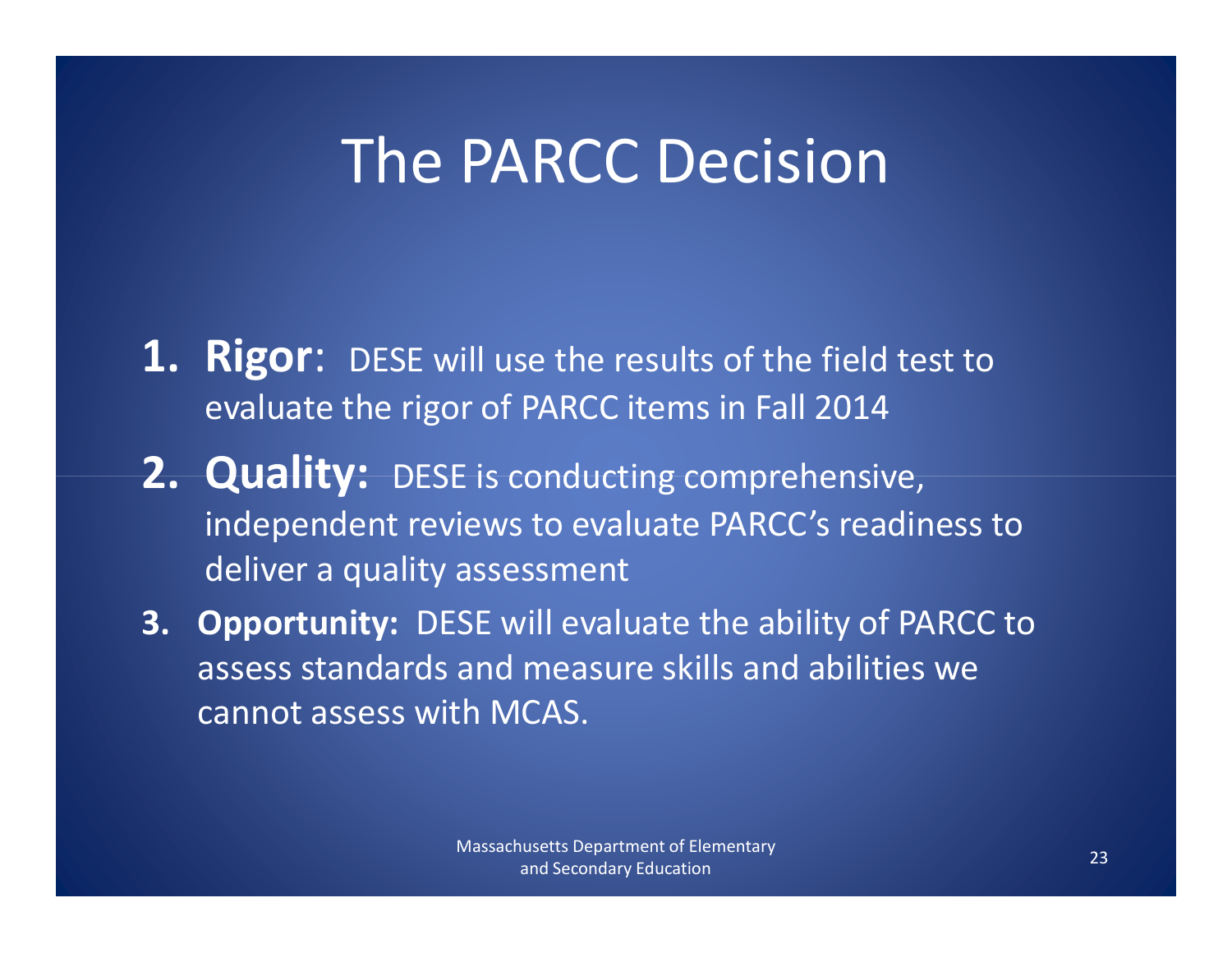# The PARCC Decision

1. **Rigor**: DESE will use the results of the field test to evaluate the rigor of PARCC items in Fall 2014
2. **Quality:** DESE is conducting comprehensive, independent reviews to evaluate PARCC's readiness to deliver a quality assessment
3. **Opportunity:** DESE will evaluate the ability of PARCC to assess standards and measure skills and abilities we cannot assess with MCAS.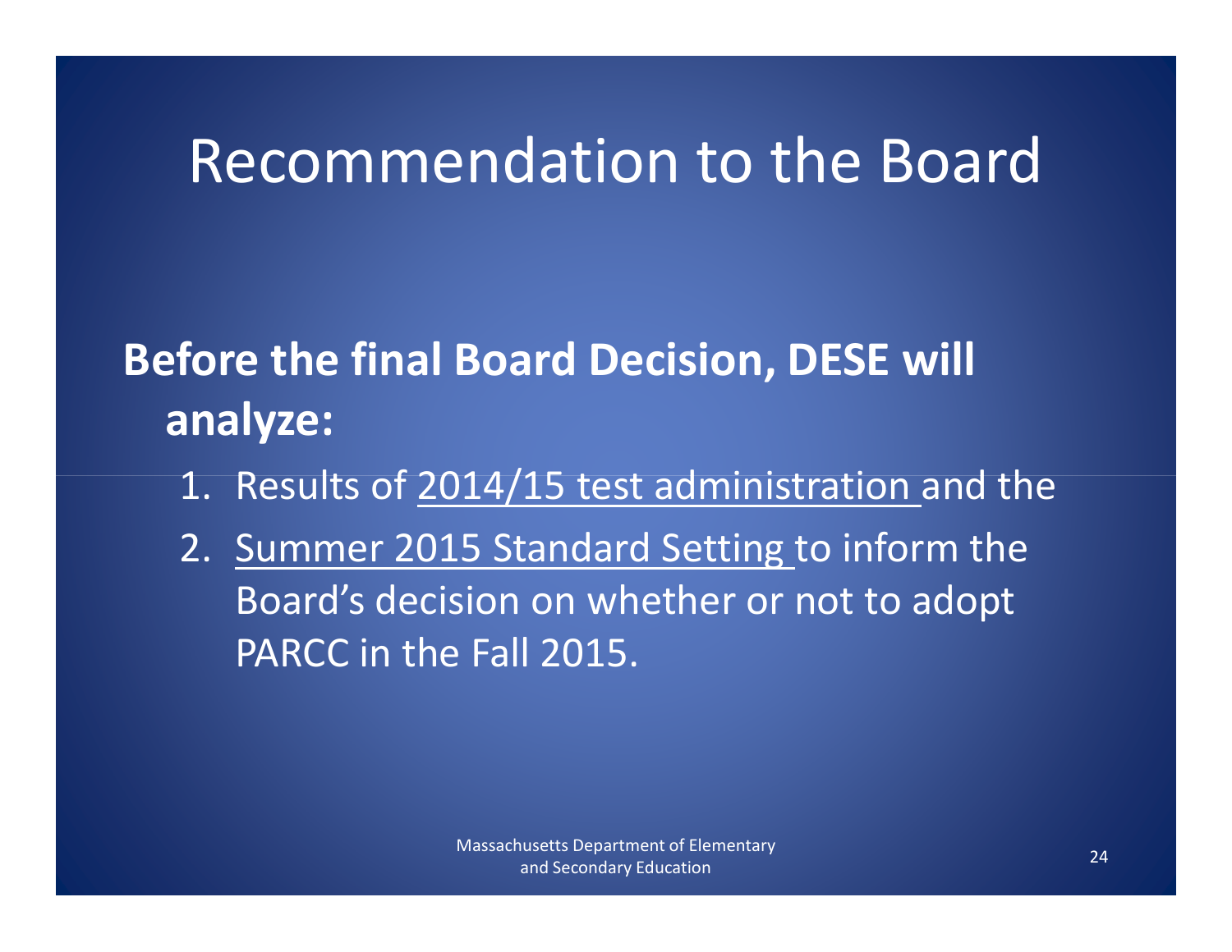# Recommendation to the Board

**Before the final Board Decision, DESE will analyze:**

1. Results of 2014/15 test administration and the
2. Summer 2015 Standard Setting to inform the Board's decision on whether or not to adopt PARCC in the Fall 2015.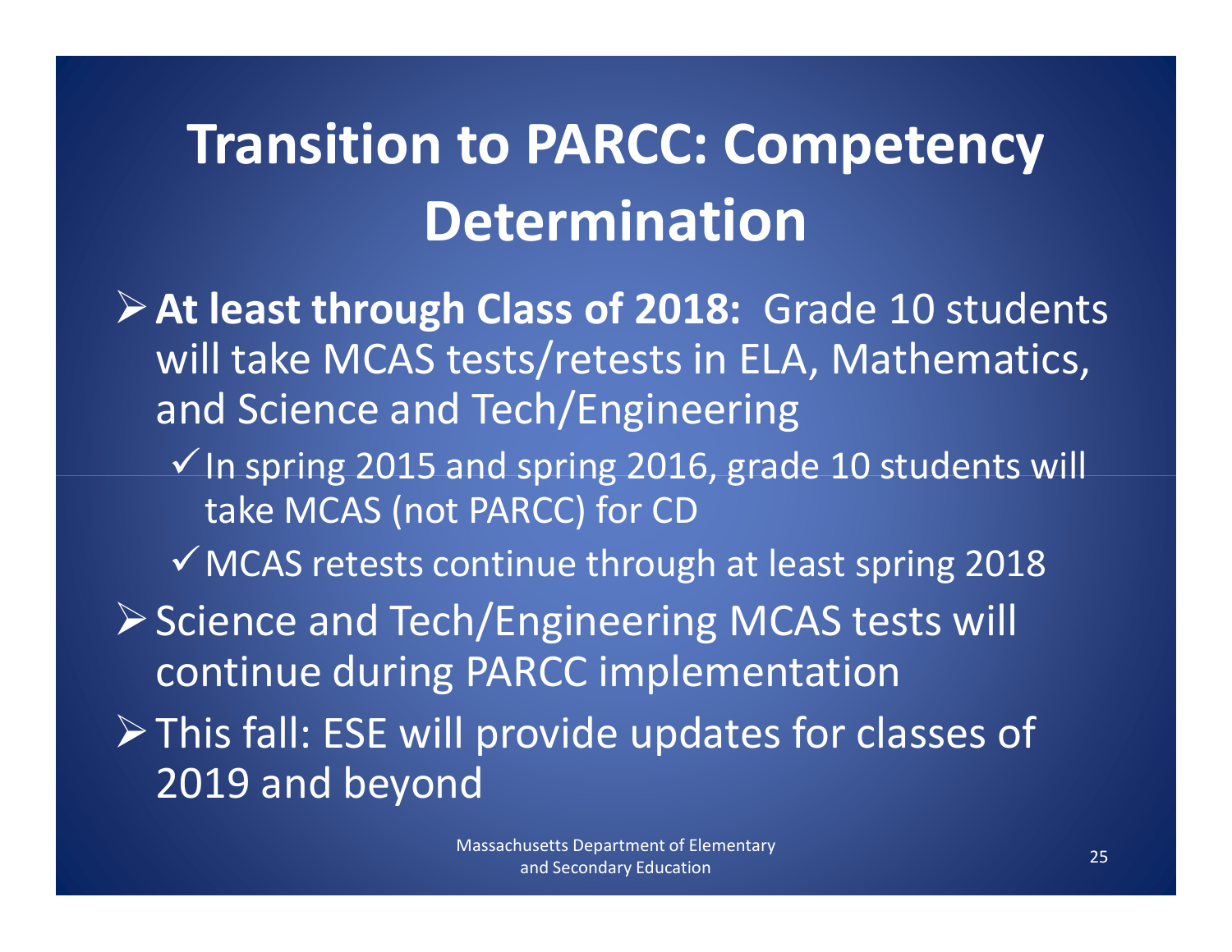# Transition to PARCC: Competency Determination

- **At least through Class of 2018:** Grade 10 students will take MCAS tests/retests in ELA, Mathematics, and Science and Tech/Engineering
  - ✓ In spring 2015 and spring 2016, grade 10 students will take MCAS (not PARCC) for CD
  - ✓ MCAS retests continue through at least spring 2018
- Science and Tech/Engineering MCAS tests will continue during PARCC implementation
- This fall: ESE will provide updates for classes of 2019 and beyond

Massachusetts Department of Elementary and Secondary Education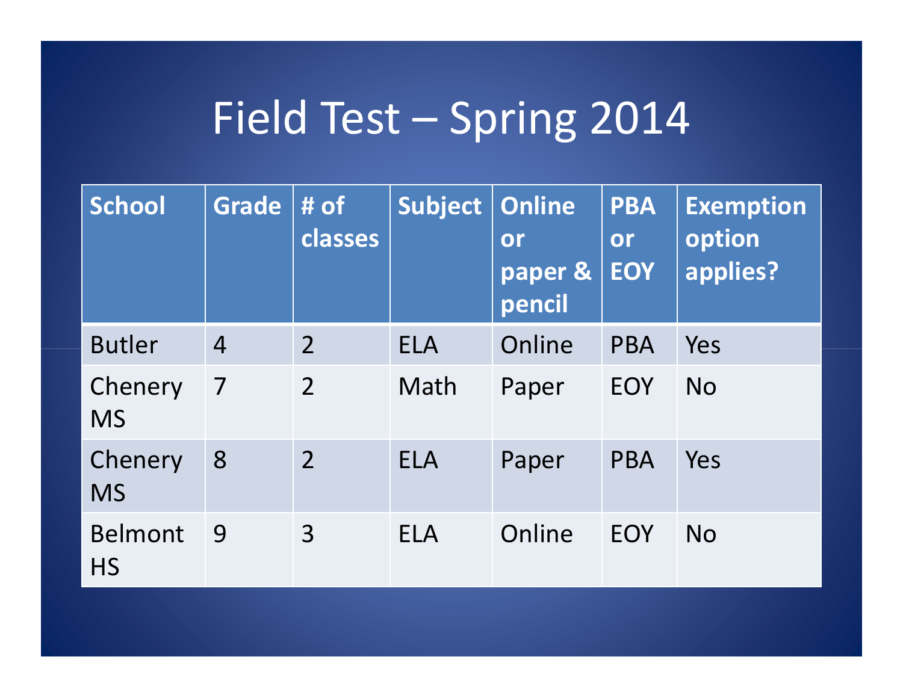# Field Test – Spring 2014

| School | Grade | # of classes | Subject | Online or paper & pencil | PBA or EOY | Exemption option applies? |
|---|---|---|---|---|---|---|
| Butler | 4 | 2 | ELA | Online | PBA | Yes |
| Chenery MS | 7 | 2 | Math | Paper | EOY | No |
| Chenery MS | 8 | 2 | ELA | Paper | PBA | Yes |
| Belmont HS | 9 | 3 | ELA | Online | EOY | No |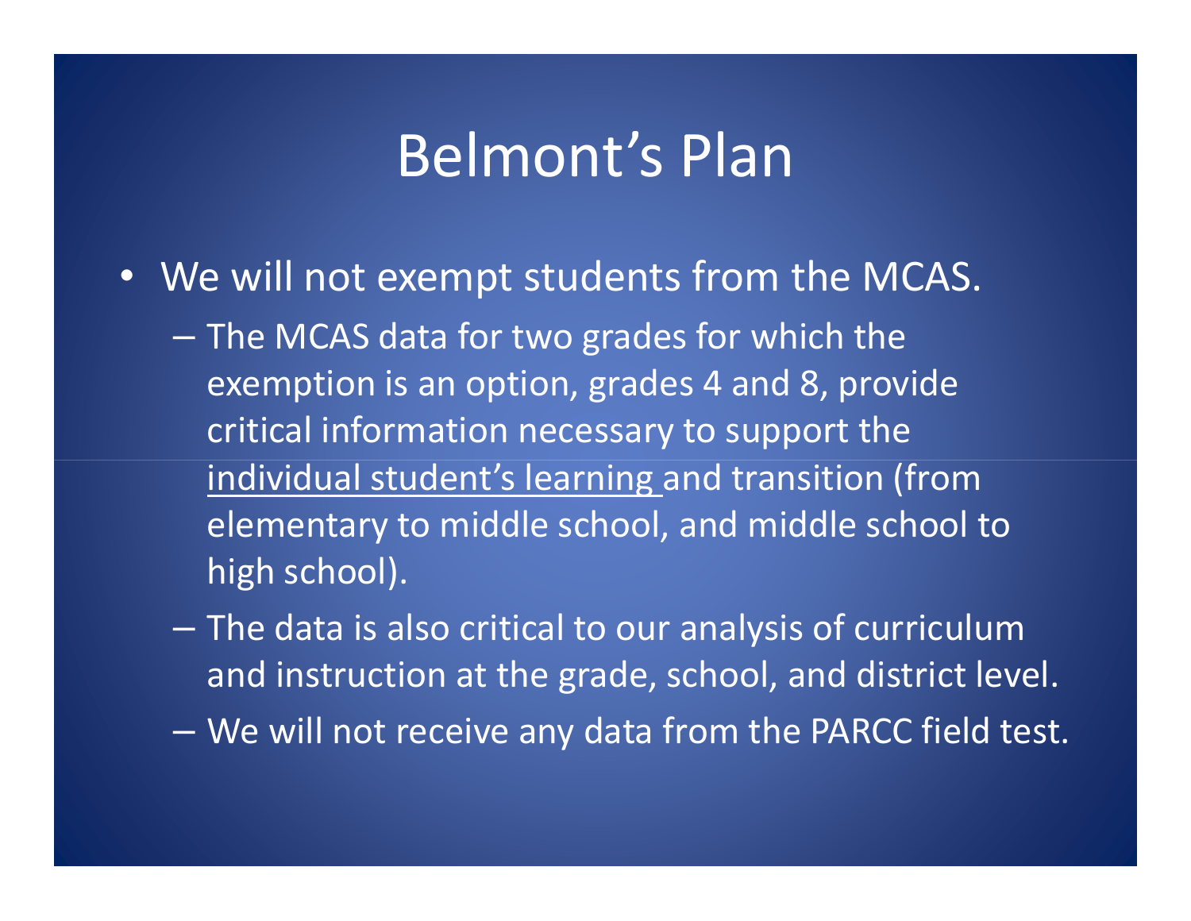# Belmont's Plan

- We will not exempt students from the MCAS.
  - The MCAS data for two grades for which the exemption is an option, grades 4 and 8, provide critical information necessary to support the <u>individual student's learning</u> and transition (from elementary to middle school, and middle school to high school).
  - The data is also critical to our analysis of curriculum and instruction at the grade, school, and district level.
  - We will not receive any data from the PARCC field test.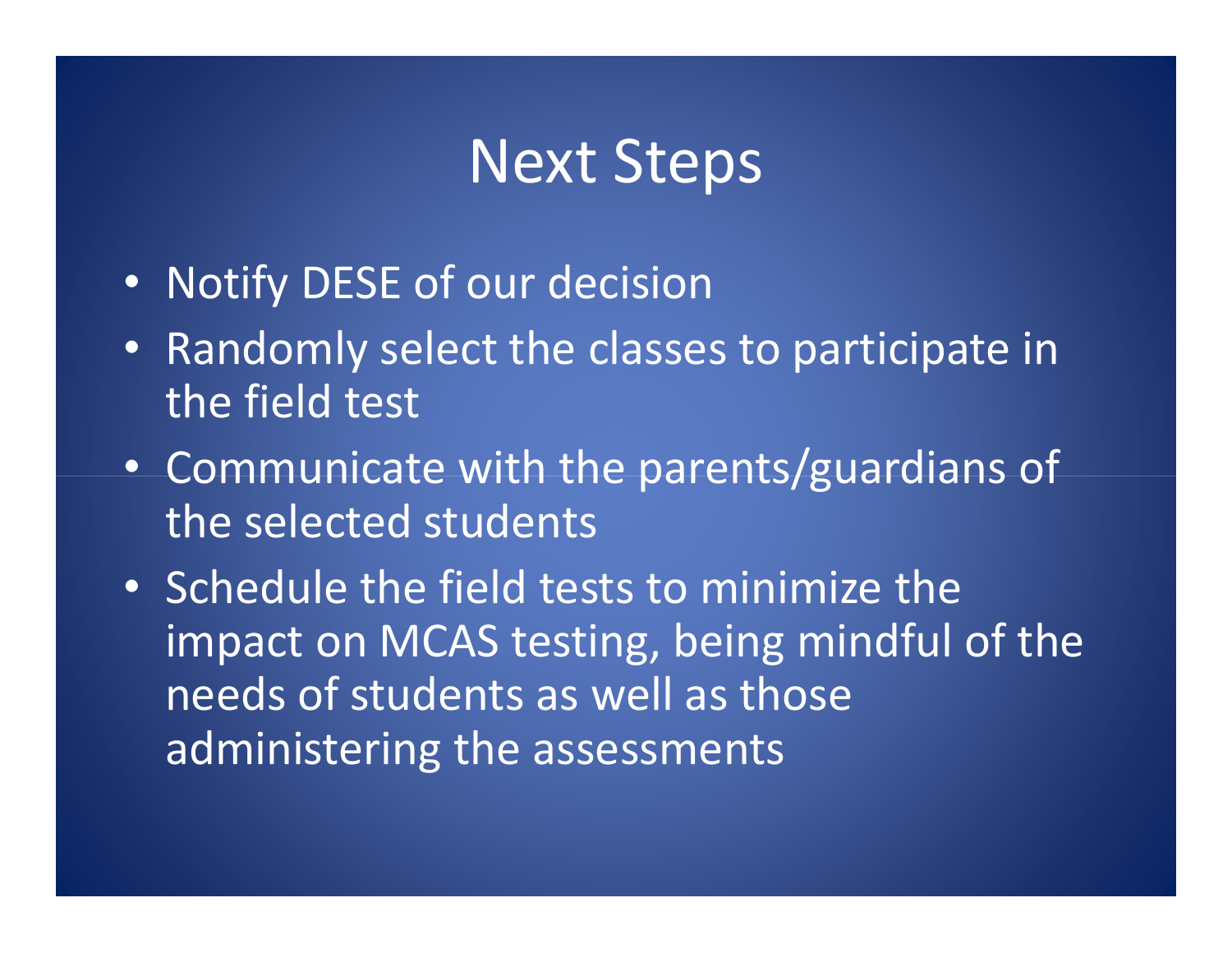# Next Steps

- Notify DESE of our decision
- Randomly select the classes to participate in the field test
- Communicate with the parents/guardians of the selected students
- Schedule the field tests to minimize the impact on MCAS testing, being mindful of the needs of students as well as those administering the assessments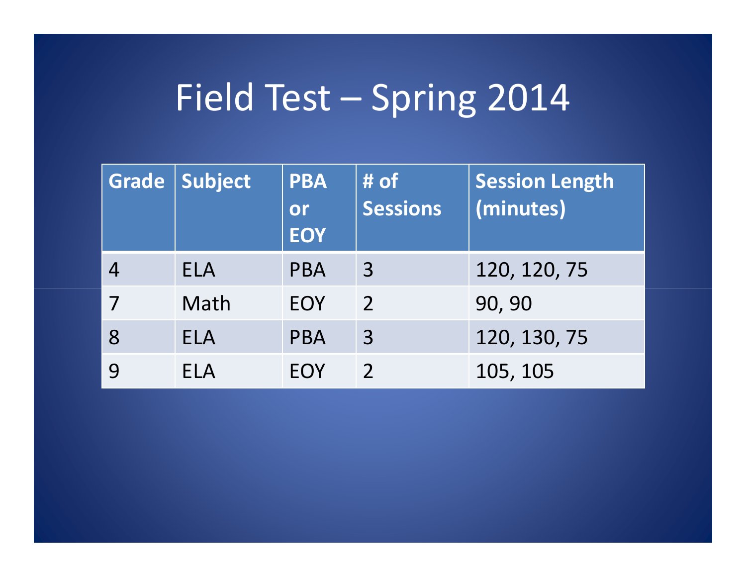# Field Test – Spring 2014

| Grade | Subject | PBA or EOY | # of Sessions | Session Length (minutes) |
|---|---|---|---|---|
| 4 | ELA | PBA | 3 | 120, 120, 75 |
| 7 | Math | EOY | 2 | 90, 90 |
| 8 | ELA | PBA | 3 | 120, 130, 75 |
| 9 | ELA | EOY | 2 | 105, 105 |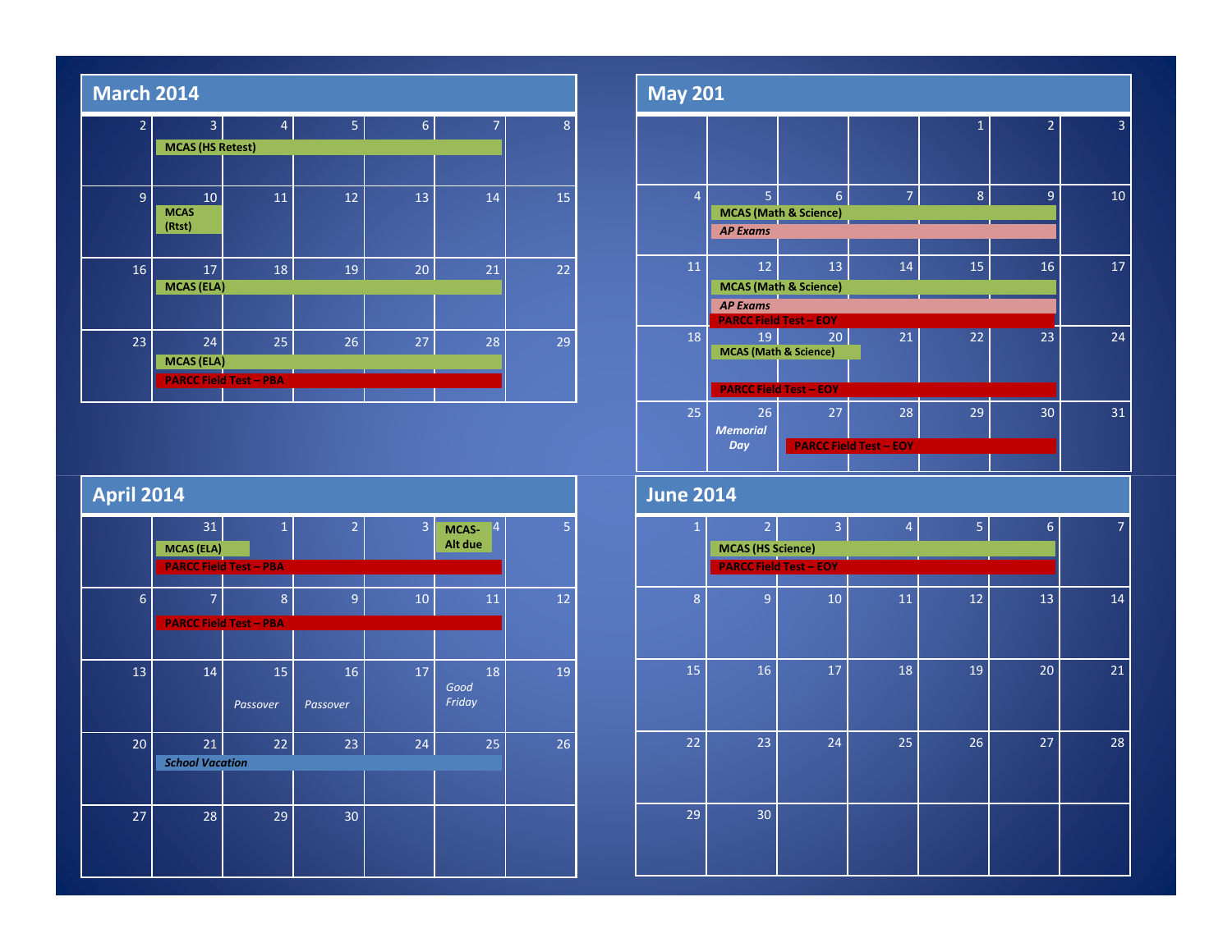## March 2014

| | | | | | | |
|---|---|---|---|---|---|---|
| 2 | 3 MCAS (HS Retest) | 4 | 5 | 6 | 7 | 8 |
| 9 | 10 MCAS (Rtst) | 11 | 12 | 13 | 14 | 15 |
| 16 | 17 MCAS (ELA) | 18 | 19 | 20 | 21 | 22 |
| 23 | 24 MCAS (ELA); PARCC Field Test – PBA | 25 | 26 | 27 | 28 | 29 |

## May 201

| | | | | | | |
|---|---|---|---|---|---|---|
| | | | | 1 | 2 | 3 |
| 4 | 5 MCAS (Math & Science); *AP Exams* | 6 | 7 | 8 | 9 | 10 |
| 11 | 12 MCAS (Math & Science); *AP Exams*; PARCC Field Test – EOY | 13 | 14 | 15 | 16 | 17 |
| 18 | 19 MCAS (Math & Science); PARCC Field Test – EOY | 20 | 21 | 22 | 23 | 24 |
| 25 | 26 *Memorial Day* | 27 PARCC Field Test – EOY | 28 | 29 | 30 | 31 |

## April 2014

| | | | | | | |
|---|---|---|---|---|---|---|
| | 31 MCAS (ELA); PARCC Field Test – PBA | 1 | 2 | 3 | 4 MCAS-Alt due | 5 |
| 6 | 7 PARCC Field Test – PBA | 8 | 9 | 10 | 11 | 12 |
| 13 | 14 | 15 *Passover* | 16 *Passover* | 17 | 18 *Good Friday* | 19 |
| 20 | 21 *School Vacation* | 22 | 23 | 24 | 25 | 26 |
| 27 | 28 | 29 | 30 | | | |

## June 2014

| | | | | | | |
|---|---|---|---|---|---|---|
| 1 | 2 MCAS (HS Science); PARCC Field Test – EOY | 3 | 4 | 5 | 6 | 7 |
| 8 | 9 | 10 | 11 | 12 | 13 | 14 |
| 15 | 16 | 17 | 18 | 19 | 20 | 21 |
| 22 | 23 | 24 | 25 | 26 | 27 | 28 |
| 29 | 30 | | | | | |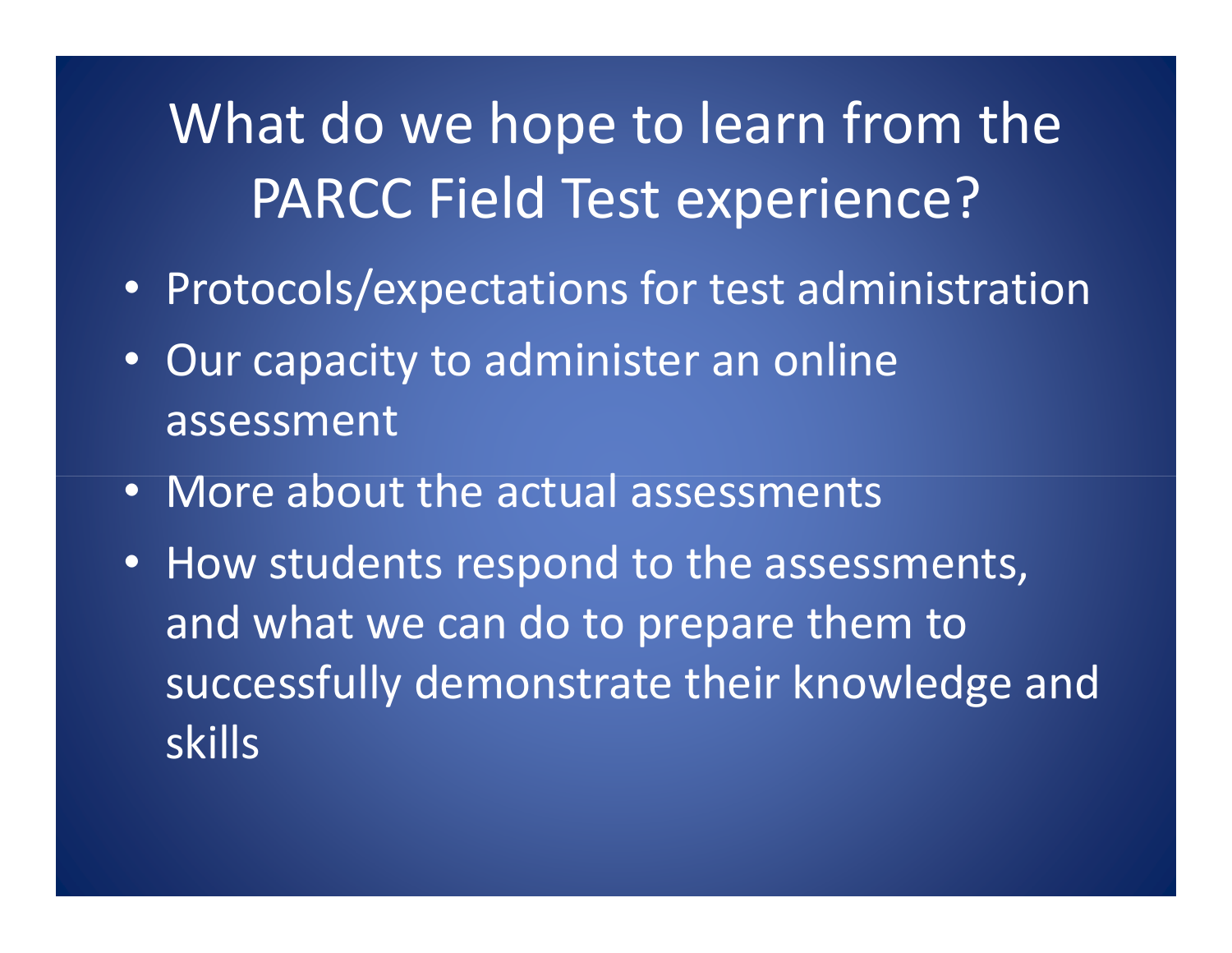# What do we hope to learn from the PARCC Field Test experience?

- Protocols/expectations for test administration
- Our capacity to administer an online assessment
- More about the actual assessments
- How students respond to the assessments, and what we can do to prepare them to successfully demonstrate their knowledge and skills